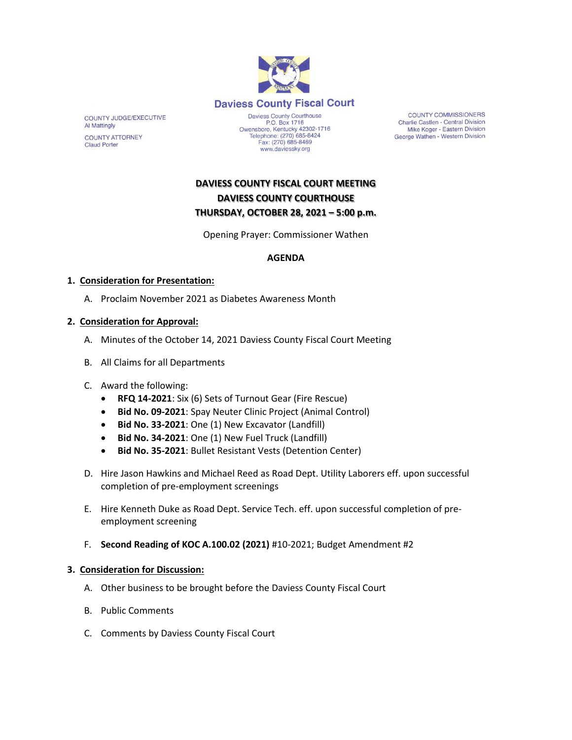**Daviess County Fiscal Court**

COUNTY JUDGE/EXECUTIVE
Al Mattingly

COUNTY ATTORNEY
Claud Porter

Daviess County Courthouse
P.O. Box 1716
Owensboro, Kentucky 42302-1716
Telephone: (270) 685-8424
Fax: (270) 685-8469
www.daviessky.org

COUNTY COMMISSIONERS
Charlie Castlen - Central Division
Mike Koger - Eastern Division
George Wathen - Western Division

# DAVIESS COUNTY FISCAL COURT MEETING
# DAVIESS COUNTY COURTHOUSE
# THURSDAY, OCTOBER 28, 2021 – 5:00 p.m.

Opening Prayer: Commissioner Wathen

**AGENDA**

1. **Consideration for Presentation:**

   A. Proclaim November 2021 as Diabetes Awareness Month

2. **Consideration for Approval:**

   A. Minutes of the October 14, 2021 Daviess County Fiscal Court Meeting

   B. All Claims for all Departments

   C. Award the following:
      - **RFQ 14-2021**: Six (6) Sets of Turnout Gear (Fire Rescue)
      - **Bid No. 09-2021**: Spay Neuter Clinic Project (Animal Control)
      - **Bid No. 33-2021**: One (1) New Excavator (Landfill)
      - **Bid No. 34-2021**: One (1) New Fuel Truck (Landfill)
      - **Bid No. 35-2021**: Bullet Resistant Vests (Detention Center)

   D. Hire Jason Hawkins and Michael Reed as Road Dept. Utility Laborers eff. upon successful completion of pre-employment screenings

   E. Hire Kenneth Duke as Road Dept. Service Tech. eff. upon successful completion of pre-employment screening

   F. **Second Reading of KOC A.100.02 (2021)** #10-2021; Budget Amendment #2

3. **Consideration for Discussion:**

   A. Other business to be brought before the Daviess County Fiscal Court

   B. Public Comments

   C. Comments by Daviess County Fiscal Court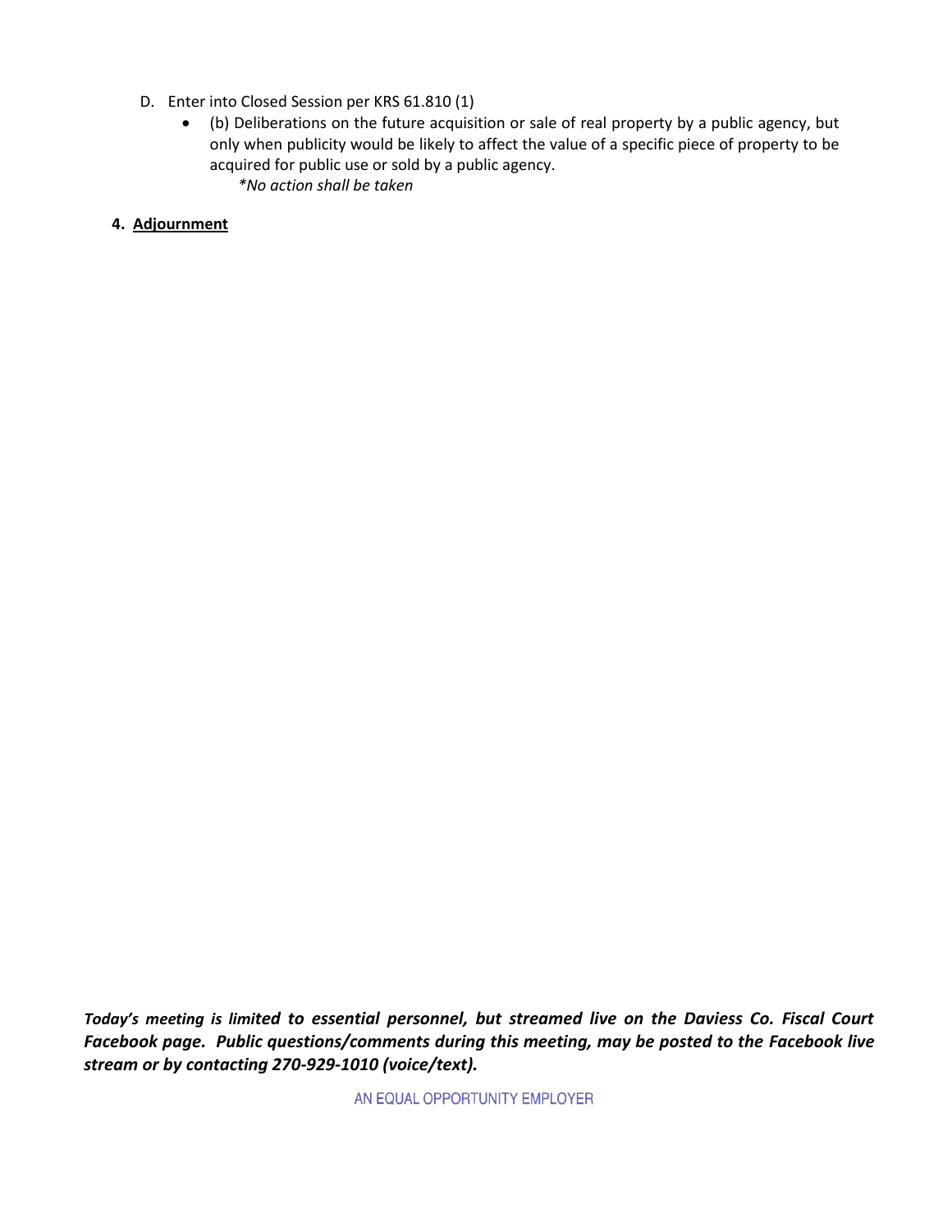D. Enter into Closed Session per KRS 61.810 (1)
   - (b) Deliberations on the future acquisition or sale of real property by a public agency, but only when publicity would be likely to affect the value of a specific piece of property to be acquired for public use or sold by a public agency.
     *\*No action shall be taken*

**4. <u>Adjournment</u>**

***Today's meeting is limited to essential personnel, but streamed live on the Daviess Co. Fiscal Court Facebook page. Public questions/comments during this meeting, may be posted to the Facebook live stream or by contacting 270-929-1010 (voice/text).***

AN EQUAL OPPORTUNITY EMPLOYER